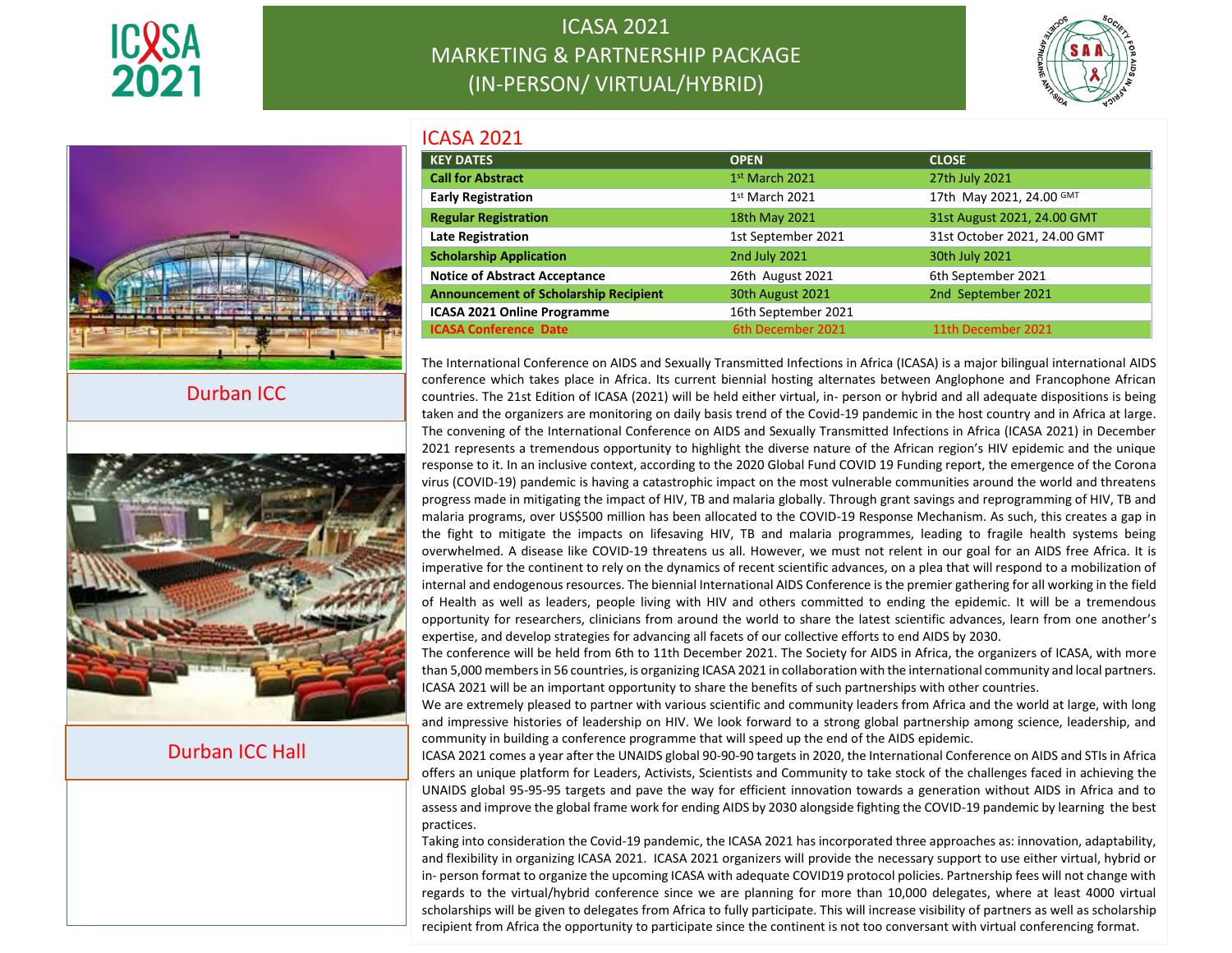# ICASA 2021 MARKETING & PARTNERSHIP PACKAGE (IN-PERSON/ VIRTUAL/HYBRID)

Durban ICC

Durban ICC Hall

## ICASA 2021

| KEY DATES | OPEN | CLOSE |
|---|---|---|
| **Call for Abstract** | 1st March 2021 | 27th July 2021 |
| **Early Registration** | 1st March 2021 | 17th May 2021, 24.00 GMT |
| **Regular Registration** | 18th May 2021 | 31st August 2021, 24.00 GMT |
| **Late Registration** | 1st September 2021 | 31st October 2021, 24.00 GMT |
| **Scholarship Application** | 2nd July 2021 | 30th July 2021 |
| **Notice of Abstract Acceptance** | 26th August 2021 | 6th September 2021 |
| **Announcement of Scholarship Recipient** | 30th August 2021 | 2nd September 2021 |
| **ICASA 2021 Online Programme** | 16th September 2021 | |
| **ICASA Conference Date** | 6th December 2021 | 11th December 2021 |

The International Conference on AIDS and Sexually Transmitted Infections in Africa (ICASA) is a major bilingual international AIDS conference which takes place in Africa. Its current biennial hosting alternates between Anglophone and Francophone African countries. The 21st Edition of ICASA (2021) will be held either virtual, in- person or hybrid and all adequate dispositions is being taken and the organizers are monitoring on daily basis trend of the Covid-19 pandemic in the host country and in Africa at large. The convening of the International Conference on AIDS and Sexually Transmitted Infections in Africa (ICASA 2021) in December 2021 represents a tremendous opportunity to highlight the diverse nature of the African region's HIV epidemic and the unique response to it. In an inclusive context, according to the 2020 Global Fund COVID 19 Funding report, the emergence of the Corona virus (COVID-19) pandemic is having a catastrophic impact on the most vulnerable communities around the world and threatens progress made in mitigating the impact of HIV, TB and malaria globally. Through grant savings and reprogramming of HIV, TB and malaria programs, over US$500 million has been allocated to the COVID-19 Response Mechanism. As such, this creates a gap in the fight to mitigate the impacts on lifesaving HIV, TB and malaria programmes, leading to fragile health systems being overwhelmed. A disease like COVID-19 threatens us all. However, we must not relent in our goal for an AIDS free Africa. It is imperative for the continent to rely on the dynamics of recent scientific advances, on a plea that will respond to a mobilization of internal and endogenous resources. The biennial International AIDS Conference is the premier gathering for all working in the field of Health as well as leaders, people living with HIV and others committed to ending the epidemic. It will be a tremendous opportunity for researchers, clinicians from around the world to share the latest scientific advances, learn from one another's expertise, and develop strategies for advancing all facets of our collective efforts to end AIDS by 2030.

The conference will be held from 6th to 11th December 2021. The Society for AIDS in Africa, the organizers of ICASA, with more than 5,000 members in 56 countries, is organizing ICASA 2021 in collaboration with the international community and local partners. ICASA 2021 will be an important opportunity to share the benefits of such partnerships with other countries.

We are extremely pleased to partner with various scientific and community leaders from Africa and the world at large, with long and impressive histories of leadership on HIV. We look forward to a strong global partnership among science, leadership, and community in building a conference programme that will speed up the end of the AIDS epidemic.

ICASA 2021 comes a year after the UNAIDS global 90-90-90 targets in 2020, the International Conference on AIDS and STIs in Africa offers an unique platform for Leaders, Activists, Scientists and Community to take stock of the challenges faced in achieving the UNAIDS global 95-95-95 targets and pave the way for efficient innovation towards a generation without AIDS in Africa and to assess and improve the global frame work for ending AIDS by 2030 alongside fighting the COVID-19 pandemic by learning the best practices.

Taking into consideration the Covid-19 pandemic, the ICASA 2021 has incorporated three approaches as: innovation, adaptability, and flexibility in organizing ICASA 2021. ICASA 2021 organizers will provide the necessary support to use either virtual, hybrid or in- person format to organize the upcoming ICASA with adequate COVID19 protocol policies. Partnership fees will not change with regards to the virtual/hybrid conference since we are planning for more than 10,000 delegates, where at least 4000 virtual scholarships will be given to delegates from Africa to fully participate. This will increase visibility of partners as well as scholarship recipient from Africa the opportunity to participate since the continent is not too conversant with virtual conferencing format.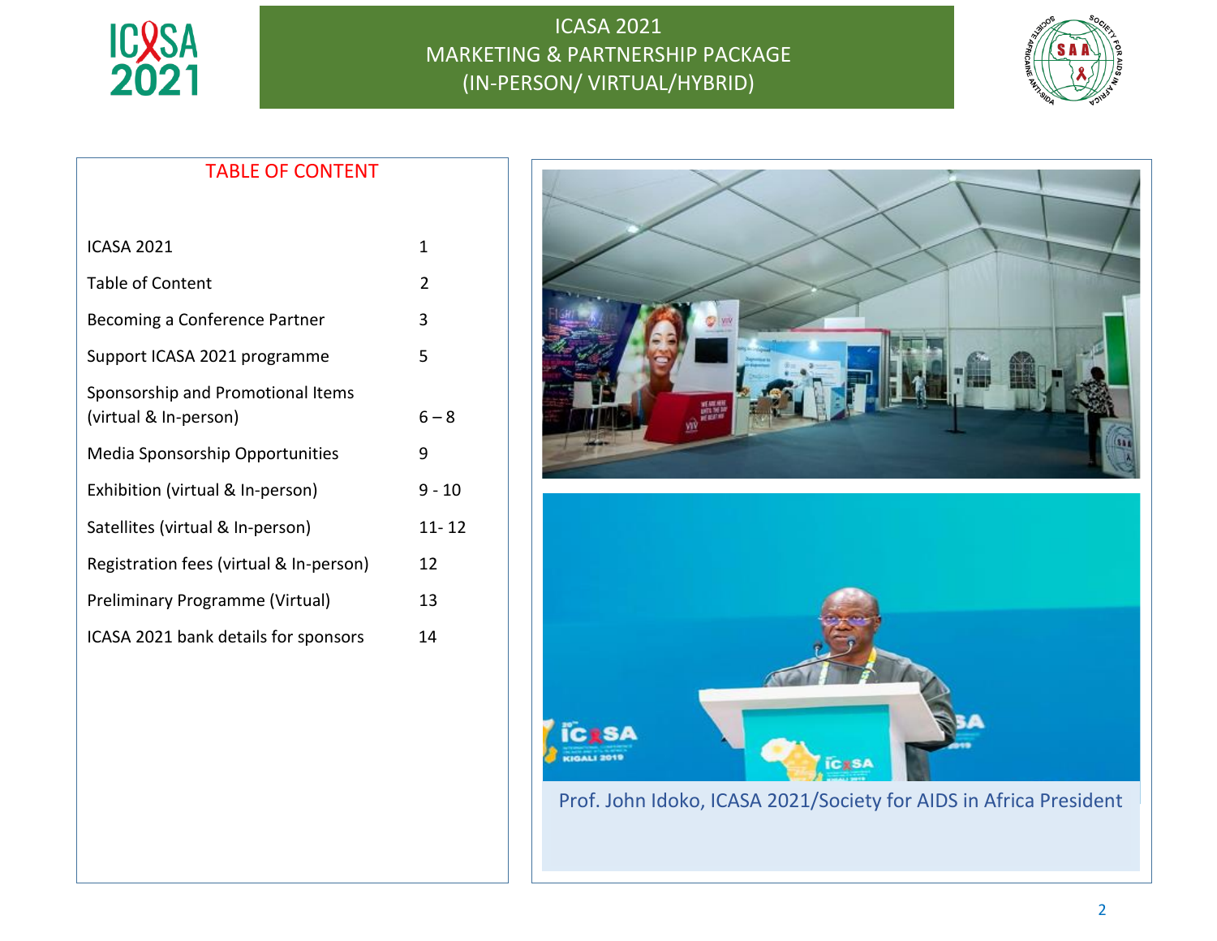# TABLE OF CONTENT

| | |
|---|---|
| ICASA 2021 | 1 |
| Table of Content | 2 |
| Becoming a Conference Partner | 3 |
| Support ICASA 2021 programme | 5 |
| Sponsorship and Promotional Items (virtual & In-person) | 6 – 8 |
| Media Sponsorship Opportunities | 9 |
| Exhibition (virtual & In-person) | 9 - 10 |
| Satellites (virtual & In-person) | 11- 12 |
| Registration fees (virtual & In-person) | 12 |
| Preliminary Programme (Virtual) | 13 |
| ICASA 2021 bank details for sponsors | 14 |

Prof. John Idoko, ICASA 2021/Society for AIDS in Africa President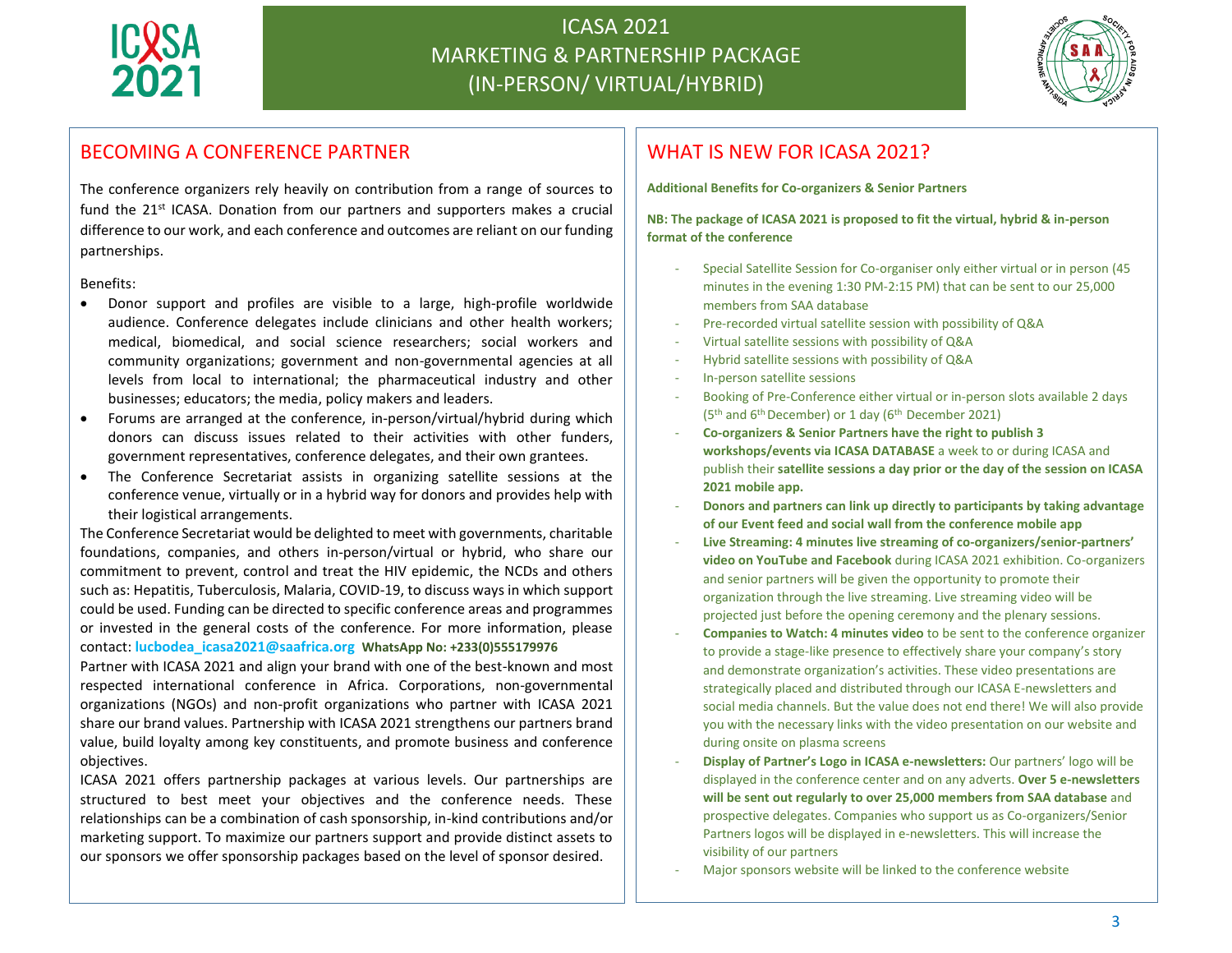# ICASA 2021
# MARKETING & PARTNERSHIP PACKAGE
# (IN-PERSON/ VIRTUAL/HYBRID)

## BECOMING A CONFERENCE PARTNER

The conference organizers rely heavily on contribution from a range of sources to fund the 21st ICASA. Donation from our partners and supporters makes a crucial difference to our work, and each conference and outcomes are reliant on our funding partnerships.

Benefits:

- Donor support and profiles are visible to a large, high-profile worldwide audience. Conference delegates include clinicians and other health workers; medical, biomedical, and social science researchers; social workers and community organizations; government and non-governmental agencies at all levels from local to international; the pharmaceutical industry and other businesses; educators; the media, policy makers and leaders.
- Forums are arranged at the conference, in-person/virtual/hybrid during which donors can discuss issues related to their activities with other funders, government representatives, conference delegates, and their own grantees.
- The Conference Secretariat assists in organizing satellite sessions at the conference venue, virtually or in a hybrid way for donors and provides help with their logistical arrangements.

The Conference Secretariat would be delighted to meet with governments, charitable foundations, companies, and others in-person/virtual or hybrid, who share our commitment to prevent, control and treat the HIV epidemic, the NCDs and others such as: Hepatitis, Tuberculosis, Malaria, COVID-19, to discuss ways in which support could be used. Funding can be directed to specific conference areas and programmes or invested in the general costs of the conference. For more information, please contact: **lucbodea_icasa2021@saafrica.org** **WhatsApp No: +233(0)555179976**

Partner with ICASA 2021 and align your brand with one of the best-known and most respected international conference in Africa. Corporations, non-governmental organizations (NGOs) and non-profit organizations who partner with ICASA 2021 share our brand values. Partnership with ICASA 2021 strengthens our partners brand value, build loyalty among key constituents, and promote business and conference objectives.

ICASA 2021 offers partnership packages at various levels. Our partnerships are structured to best meet your objectives and the conference needs. These relationships can be a combination of cash sponsorship, in-kind contributions and/or marketing support. To maximize our partners support and provide distinct assets to our sponsors we offer sponsorship packages based on the level of sponsor desired.

## WHAT IS NEW FOR ICASA 2021?

**Additional Benefits for Co-organizers & Senior Partners**

**NB: The package of ICASA 2021 is proposed to fit the virtual, hybrid & in-person format of the conference**

- Special Satellite Session for Co-organiser only either virtual or in person (45 minutes in the evening 1:30 PM-2:15 PM) that can be sent to our 25,000 members from SAA database
- Pre-recorded virtual satellite session with possibility of Q&A
- Virtual satellite sessions with possibility of Q&A
- Hybrid satellite sessions with possibility of Q&A
- In-person satellite sessions
- Booking of Pre-Conference either virtual or in-person slots available 2 days (5th and 6th December) or 1 day (6th December 2021)
- **Co-organizers & Senior Partners have the right to publish 3 workshops/events via ICASA DATABASE** a week to or during ICASA and publish their **satellite sessions a day prior or the day of the session on ICASA 2021 mobile app.**
- **Donors and partners can link up directly to participants by taking advantage of our Event feed and social wall from the conference mobile app**
- **Live Streaming: 4 minutes live streaming of co-organizers/senior-partners' video on YouTube and Facebook** during ICASA 2021 exhibition. Co-organizers and senior partners will be given the opportunity to promote their organization through the live streaming. Live streaming video will be projected just before the opening ceremony and the plenary sessions.
- **Companies to Watch: 4 minutes video** to be sent to the conference organizer to provide a stage-like presence to effectively share your company's story and demonstrate organization's activities. These video presentations are strategically placed and distributed through our ICASA E-newsletters and social media channels. But the value does not end there! We will also provide you with the necessary links with the video presentation on our website and during onsite on plasma screens
- **Display of Partner's Logo in ICASA e-newsletters:** Our partners' logo will be displayed in the conference center and on any adverts. **Over 5 e-newsletters will be sent out regularly to over 25,000 members from SAA database** and prospective delegates. Companies who support us as Co-organizers/Senior Partners logos will be displayed in e-newsletters. This will increase the visibility of our partners
- Major sponsors website will be linked to the conference website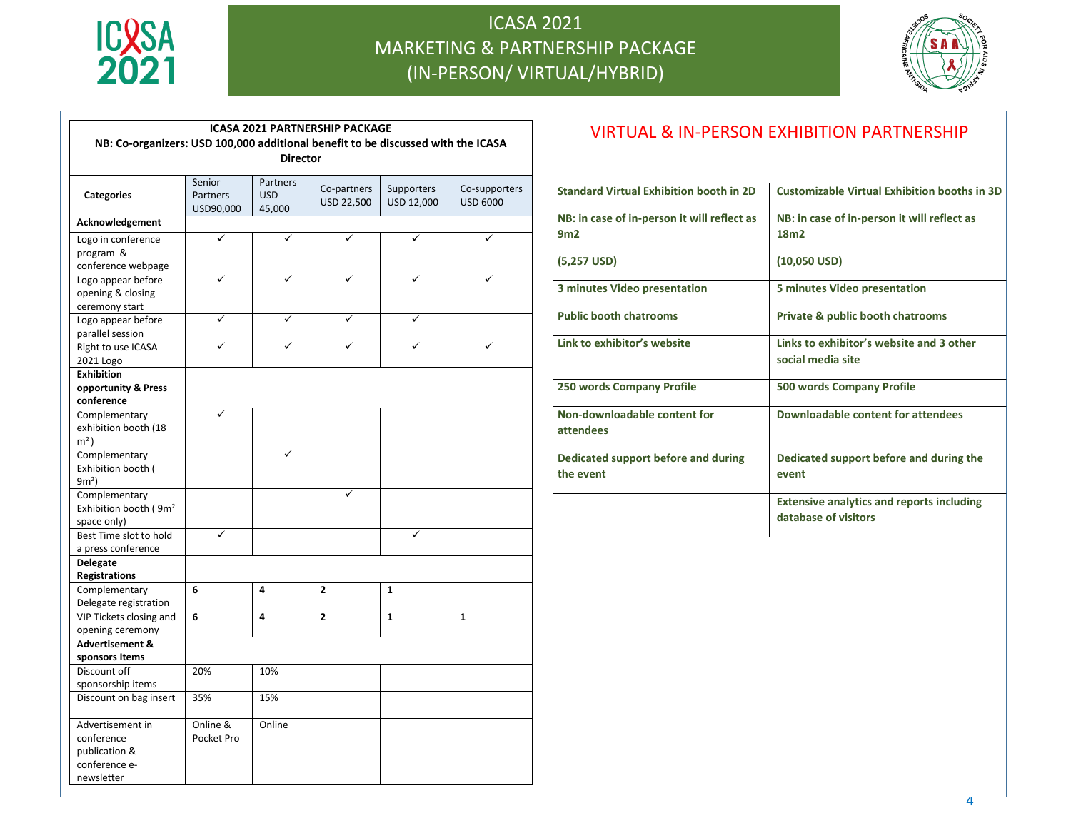# ICASA 2021
# MARKETING & PARTNERSHIP PACKAGE
# (IN-PERSON/ VIRTUAL/HYBRID)

**ICASA 2021 PARTNERSHIP PACKAGE**

**NB: Co-organizers: USD 100,000 additional benefit to be discussed with the ICASA Director**

| **Categories** | Senior Partners USD90,000 | Partners USD 45,000 | Co-partners USD 22,500 | Supporters USD 12,000 | Co-supporters USD 6000 |
|---|---|---|---|---|---|
| **Acknowledgement** | | | | | |
| Logo in conference program & conference webpage | ✓ | ✓ | ✓ | ✓ | ✓ |
| Logo appear before opening & closing ceremony start | ✓ | ✓ | ✓ | ✓ | ✓ |
| Logo appear before parallel session | ✓ | ✓ | ✓ | ✓ | |
| Right to use ICASA 2021 Logo | ✓ | ✓ | ✓ | ✓ | ✓ |
| **Exhibition opportunity & Press conference** | | | | | |
| Complementary exhibition booth (18 $m^2$) | ✓ | | | | |
| Complementary Exhibition booth ( $9m^2$) | | ✓ | | | |
| Complementary Exhibition booth ( $9m^2$ space only) | | | ✓ | | |
| Best Time slot to hold a press conference | ✓ | | | ✓ | |
| **Delegate Registrations** | | | | | |
| Complementary Delegate registration | **6** | **4** | **2** | **1** | |
| VIP Tickets closing and opening ceremony | **6** | **4** | **2** | **1** | **1** |
| **Advertisement & sponsors Items** | | | | | |
| Discount off sponsorship items | 20% | 10% | | | |
| Discount on bag insert | 35% | 15% | | | |
| Advertisement in conference publication & conference e-newsletter | Online & Pocket Pro | Online | | | |

## VIRTUAL & IN-PERSON EXHIBITION PARTNERSHIP

| **Standard Virtual Exhibition booth in 2D**<br><br>**NB: in case of in-person it will reflect as 9m2**<br><br>**(5,257 USD)** | **Customizable Virtual Exhibition booths in 3D**<br><br>**NB: in case of in-person it will reflect as 18m2**<br><br>**(10,050 USD)** |
|---|---|
| **3 minutes Video presentation** | **5 minutes Video presentation** |
| **Public booth chatrooms** | **Private & public booth chatrooms** |
| **Link to exhibitor's website** | **Links to exhibitor's website and 3 other social media site** |
| **250 words Company Profile** | **500 words Company Profile** |
| **Non-downloadable content for attendees** | **Downloadable content for attendees** |
| **Dedicated support before and during the event** | **Dedicated support before and during the event** |
| | **Extensive analytics and reports including database of visitors** |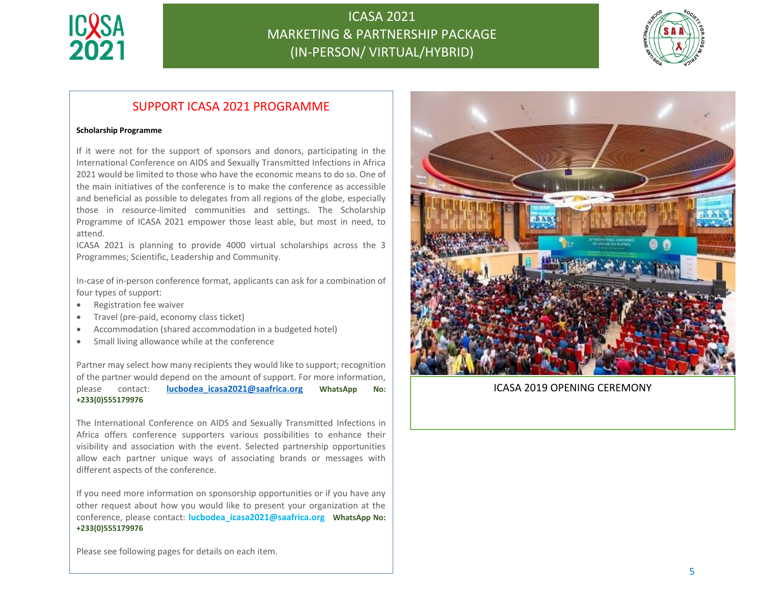## SUPPORT ICASA 2021 PROGRAMME

**Scholarship Programme**

If it were not for the support of sponsors and donors, participating in the International Conference on AIDS and Sexually Transmitted Infections in Africa 2021 would be limited to those who have the economic means to do so. One of the main initiatives of the conference is to make the conference as accessible and beneficial as possible to delegates from all regions of the globe, especially those in resource-limited communities and settings. The Scholarship Programme of ICASA 2021 empower those least able, but most in need, to attend.

ICASA 2021 is planning to provide 4000 virtual scholarships across the 3 Programmes; Scientific, Leadership and Community.

In-case of in-person conference format, applicants can ask for a combination of four types of support:

- Registration fee waiver
- Travel (pre-paid, economy class ticket)
- Accommodation (shared accommodation in a budgeted hotel)
- Small living allowance while at the conference

Partner may select how many recipients they would like to support; recognition of the partner would depend on the amount of support. For more information, please contact: **lucbodea_icasa2021@saafrica.org** **WhatsApp No: +233(0)555179976**

The International Conference on AIDS and Sexually Transmitted Infections in Africa offers conference supporters various possibilities to enhance their visibility and association with the event. Selected partnership opportunities allow each partner unique ways of associating brands or messages with different aspects of the conference.

If you need more information on sponsorship opportunities or if you have any other request about how you would like to present your organization at the conference, please contact: **lucbodea_icasa2021@saafrica.org** **WhatsApp No: +233(0)555179976**

Please see following pages for details on each item.

ICASA 2019 OPENING CEREMONY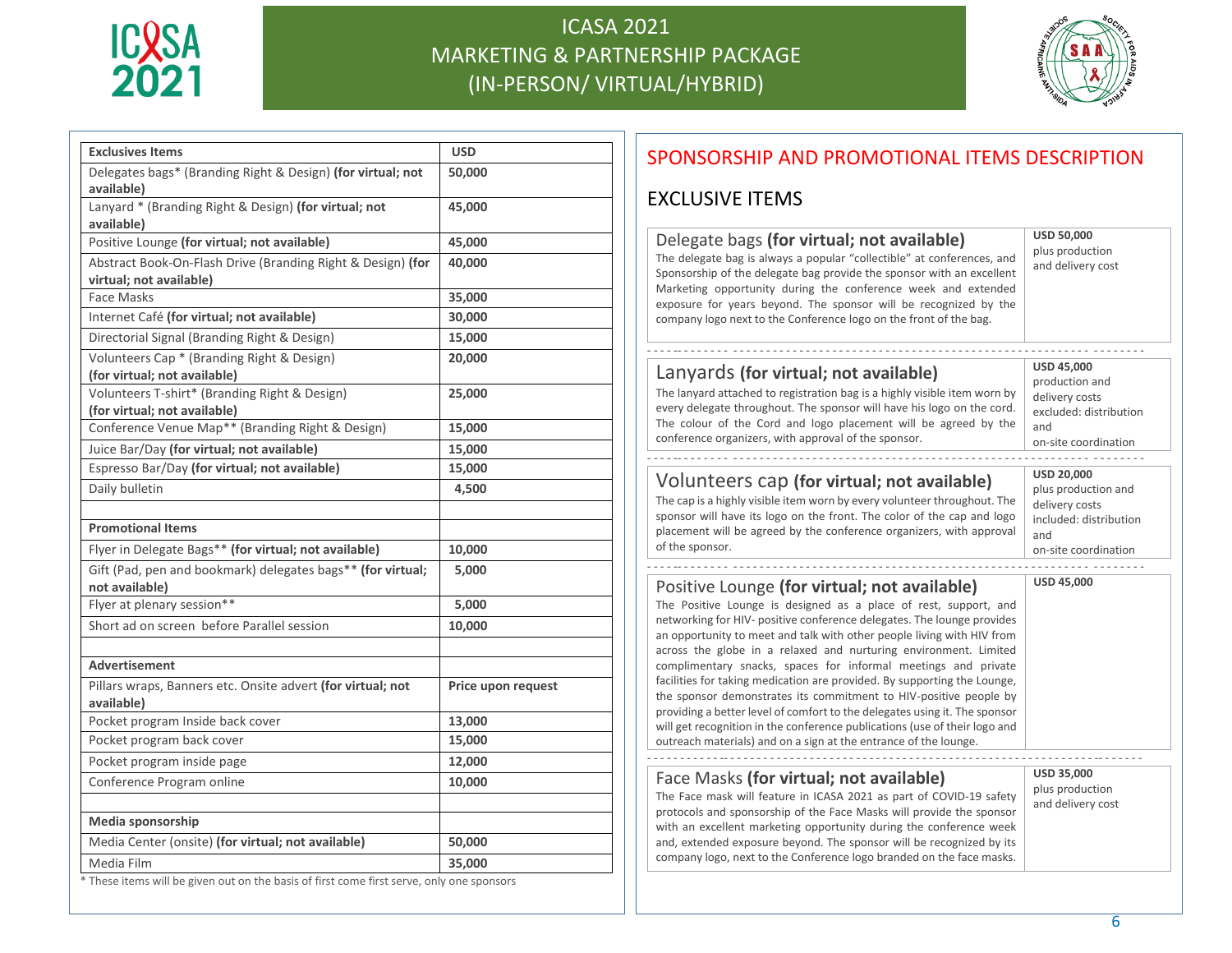# ICASA 2021 MARKETING & PARTNERSHIP PACKAGE (IN-PERSON/ VIRTUAL/HYBRID)

| Exclusives Items | USD |
|---|---|
| Delegates bags* (Branding Right & Design) **(for virtual; not available)** | **50,000** |
| Lanyard * (Branding Right & Design) **(for virtual; not available)** | **45,000** |
| Positive Lounge **(for virtual; not available)** | **45,000** |
| Abstract Book-On-Flash Drive (Branding Right & Design) **(for virtual; not available)** | **40,000** |
| Face Masks | **35,000** |
| Internet Café **(for virtual; not available)** | **30,000** |
| Directorial Signal (Branding Right & Design) | **15,000** |
| Volunteers Cap * (Branding Right & Design) **(for virtual; not available)** | **20,000** |
| Volunteers T-shirt* (Branding Right & Design) **(for virtual; not available)** | **25,000** |
| Conference Venue Map** (Branding Right & Design) | **15,000** |
| Juice Bar/Day **(for virtual; not available)** | **15,000** |
| Espresso Bar/Day **(for virtual; not available)** | **15,000** |
| Daily bulletin | **4,500** |
| | |
| **Promotional Items** | |
| Flyer in Delegate Bags** **(for virtual; not available)** | **10,000** |
| Gift (Pad, pen and bookmark) delegates bags** **(for virtual; not available)** | **5,000** |
| Flyer at plenary session** | **5,000** |
| Short ad on screen before Parallel session | **10,000** |
| | |
| **Advertisement** | |
| Pillars wraps, Banners etc. Onsite advert **(for virtual; not available)** | **Price upon request** |
| Pocket program Inside back cover | **13,000** |
| Pocket program back cover | **15,000** |
| Pocket program inside page | **12,000** |
| Conference Program online | **10,000** |
| | |
| **Media sponsorship** | |
| Media Center (onsite) **(for virtual; not available)** | **50,000** |
| Media Film | **35,000** |

\* These items will be given out on the basis of first come first serve, only one sponsors

## SPONSORSHIP AND PROMOTIONAL ITEMS DESCRIPTION

## EXCLUSIVE ITEMS

### Delegate bags **(for virtual; not available)**

**USD 50,000** plus production and delivery cost

The delegate bag is always a popular "collectible" at conferences, and Sponsorship of the delegate bag provide the sponsor with an excellent Marketing opportunity during the conference week and extended exposure for years beyond. The sponsor will be recognized by the company logo next to the Conference logo on the front of the bag.

### Lanyards **(for virtual; not available)**

**USD 45,000** production and delivery costs excluded: distribution and on-site coordination

The lanyard attached to registration bag is a highly visible item worn by every delegate throughout. The sponsor will have his logo on the cord. The colour of the Cord and logo placement will be agreed by the conference organizers, with approval of the sponsor.

### Volunteers cap **(for virtual; not available)**

**USD 20,000** plus production and delivery costs included: distribution and on-site coordination

The cap is a highly visible item worn by every volunteer throughout. The sponsor will have its logo on the front. The color of the cap and logo placement will be agreed by the conference organizers, with approval of the sponsor.

### Positive Lounge **(for virtual; not available)**

**USD 45,000**

The Positive Lounge is designed as a place of rest, support, and networking for HIV- positive conference delegates. The lounge provides an opportunity to meet and talk with other people living with HIV from across the globe in a relaxed and nurturing environment. Limited complimentary snacks, spaces for informal meetings and private facilities for taking medication are provided. By supporting the Lounge, the sponsor demonstrates its commitment to HIV-positive people by providing a better level of comfort to the delegates using it. The sponsor will get recognition in the conference publications (use of their logo and outreach materials) and on a sign at the entrance of the lounge.

### Face Masks **(for virtual; not available)**

**USD 35,000** plus production and delivery cost

The Face mask will feature in ICASA 2021 as part of COVID-19 safety protocols and sponsorship of the Face Masks will provide the sponsor with an excellent marketing opportunity during the conference week and, extended exposure beyond. The sponsor will be recognized by its company logo, next to the Conference logo branded on the face masks.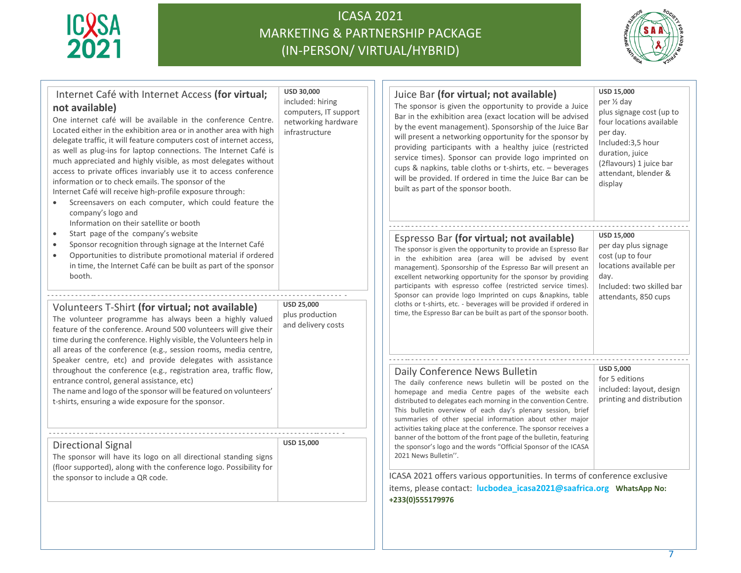# ICASA 2021 MARKETING & PARTNERSHIP PACKAGE (IN-PERSON/ VIRTUAL/HYBRID)

| Item | Price |
|---|---|
| **Internet Café with Internet Access (for virtual; not available)**<br>One internet café will be available in the conference Centre. Located either in the exhibition area or in another area with high delegate traffic, it will feature computers cost of internet access, as well as plug-ins for laptop connections. The Internet Café is much appreciated and highly visible, as most delegates without access to private offices invariably use it to access conference information or to check emails. The sponsor of the Internet Café will receive high-profile exposure through:<br>• Screensavers on each computer, which could feature the company's logo and Information on their satellite or booth<br>• Start page of the company's website<br>• Sponsor recognition through signage at the Internet Café<br>• Opportunities to distribute promotional material if ordered in time, the Internet Café can be built as part of the sponsor booth. | **USD 30,000**<br>included: hiring computers, IT support networking hardware infrastructure |
| **Volunteers T-Shirt (for virtual; not available)**<br>The volunteer programme has always been a highly valued feature of the conference. Around 500 volunteers will give their time during the conference. Highly visible, the Volunteers help in all areas of the conference (e.g., session rooms, media centre, Speaker centre, etc) and provide delegates with assistance throughout the conference (e.g., registration area, traffic flow, entrance control, general assistance, etc)<br>The name and logo of the sponsor will be featured on volunteers' t-shirts, ensuring a wide exposure for the sponsor. | **USD 25,000**<br>plus production and delivery costs |
| **Directional Signal**<br>The sponsor will have its logo on all directional standing signs (floor supported), along with the conference logo. Possibility for the sponsor to include a QR code. | **USD 15,000** |
| **Juice Bar (for virtual; not available)**<br>The sponsor is given the opportunity to provide a Juice Bar in the exhibition area (exact location will be advised by the event management). Sponsorship of the Juice Bar will present a networking opportunity for the sponsor by providing participants with a healthy juice (restricted service times). Sponsor can provide logo imprinted on cups & napkins, table cloths or t-shirts, etc. – beverages will be provided. If ordered in time the Juice Bar can be built as part of the sponsor booth. | **USD 15,000**<br>per ½ day<br>plus signage cost (up to four locations available per day.<br>Included:3,5 hour duration, juice (2flavours) 1 juice bar attendant, blender & display |
| **Espresso Bar (for virtual; not available)**<br>The sponsor is given the opportunity to provide an Espresso Bar in the exhibition area (area will be advised by event management). Sponsorship of the Espresso Bar will present an excellent networking opportunity for the sponsor by providing participants with espresso coffee (restricted service times). Sponsor can provide logo Imprinted on cups &napkins, table cloths or t-shirts, etc. - beverages will be provided if ordered in time, the Espresso Bar can be built as part of the sponsor booth. | **USD 15,000**<br>per day plus signage cost (up to four locations available per day.<br>Included: two skilled bar attendants, 850 cups |
| **Daily Conference News Bulletin**<br>The daily conference news bulletin will be posted on the homepage and media Centre pages of the website each distributed to delegates each morning in the convention Centre. This bulletin overview of each day's plenary session, brief summaries of other special information about other major activities taking place at the conference. The sponsor receives a banner of the bottom of the front page of the bulletin, featuring the sponsor's logo and the words "Official Sponsor of the ICASA 2021 News Bulletin''. | **USD 5,000**<br>for 5 editions<br>included: layout, design printing and distribution |

ICASA 2021 offers various opportunities. In terms of conference exclusive items, please contact: **lucbodea_icasa2021@saafrica.org** **WhatsApp No: +233(0)555179976**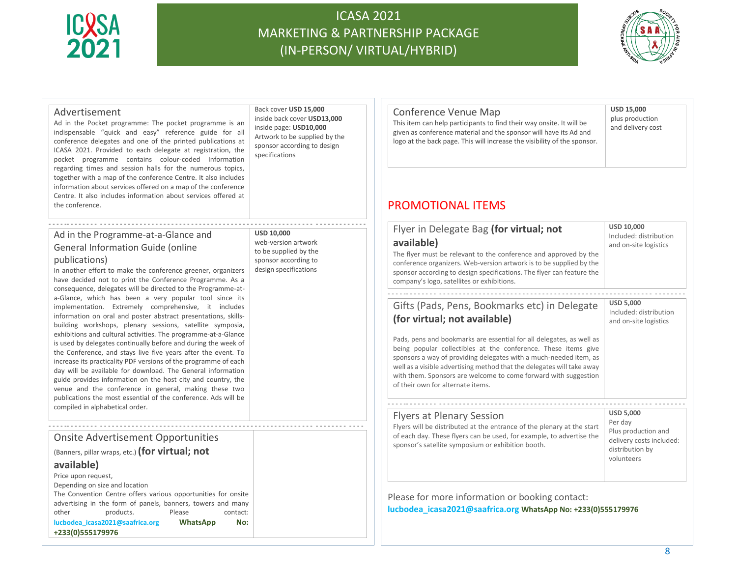# ICASA 2021 MARKETING & PARTNERSHIP PACKAGE (IN-PERSON/ VIRTUAL/HYBRID)

| Advertisement | |
|---|---|
| Ad in the Pocket programme: The pocket programme is an indispensable "quick and easy" reference guide for all conference delegates and one of the printed publications at ICASA 2021. Provided to each delegate at registration, the pocket programme contains colour-coded Information regarding times and session halls for the numerous topics, together with a map of the conference Centre. It also includes information about services offered on a map of the conference Centre. It also includes information about services offered at the conference. | Back cover **USD 15,000**<br>inside back cover **USD13,000**<br>inside page: **USD10,000**<br>Artwork to be supplied by the sponsor according to design specifications |

| Ad in the Programme-at-a-Glance and General Information Guide (online publications) | |
|---|---|
| In another effort to make the conference greener, organizers have decided not to print the Conference Programme. As a consequence, delegates will be directed to the Programme-at-a-Glance, which has been a very popular tool since its implementation. Extremely comprehensive, it includes information on oral and poster abstract presentations, skills-building workshops, plenary sessions, satellite symposia, exhibitions and cultural activities. The programme-at-a-Glance is used by delegates continually before and during the week of the Conference, and stays live five years after the event. To increase its practicality PDF versions of the programme of each day will be available for download. The General information guide provides information on the host city and country, the venue and the conference in general, making these two publications the most essential of the conference. Ads will be compiled in alphabetical order. | **USD 10,000**<br>web-version artwork to be supplied by the sponsor according to design specifications |

| Onsite Advertisement Opportunities (Banners, pillar wraps, etc.) **(for virtual; not available)** | |
|---|---|
| Price upon request,<br>Depending on size and location<br>The Convention Centre offers various opportunities for onsite advertising in the form of panels, banners, towers and many other products. Please contact: **lucbodea_icasa2021@saafrica.org** **WhatsApp No: +233(0)555179976** | |

| Conference Venue Map | |
|---|---|
| This item can help participants to find their way onsite. It will be given as conference material and the sponsor will have its Ad and logo at the back page. This will increase the visibility of the sponsor. | **USD 15,000**<br>plus production and delivery cost |

## PROMOTIONAL ITEMS

| Flyer in Delegate Bag **(for virtual; not available)** | |
|---|---|
| The flyer must be relevant to the conference and approved by the conference organizers. Web-version artwork is to be supplied by the sponsor according to design specifications. The flyer can feature the company's logo, satellites or exhibitions. | **USD 10,000**<br>Included: distribution and on-site logistics |

| Gifts (Pads, Pens, Bookmarks etc) in Delegate **(for virtual; not available)** | |
|---|---|
| Pads, pens and bookmarks are essential for all delegates, as well as being popular collectibles at the conference. These items give sponsors a way of providing delegates with a much-needed item, as well as a visible advertising method that the delegates will take away with them. Sponsors are welcome to come forward with suggestion of their own for alternate items. | **USD 5,000**<br>Included: distribution and on-site logistics |

| Flyers at Plenary Session | |
|---|---|
| Flyers will be distributed at the entrance of the plenary at the start of each day. These flyers can be used, for example, to advertise the sponsor's satellite symposium or exhibition booth. | **USD 5,000**<br>Per day<br>Plus production and delivery costs included: distribution by volunteers |

Please for more information or booking contact:
**lucbodea_icasa2021@saafrica.org** **WhatsApp No: +233(0)555179976**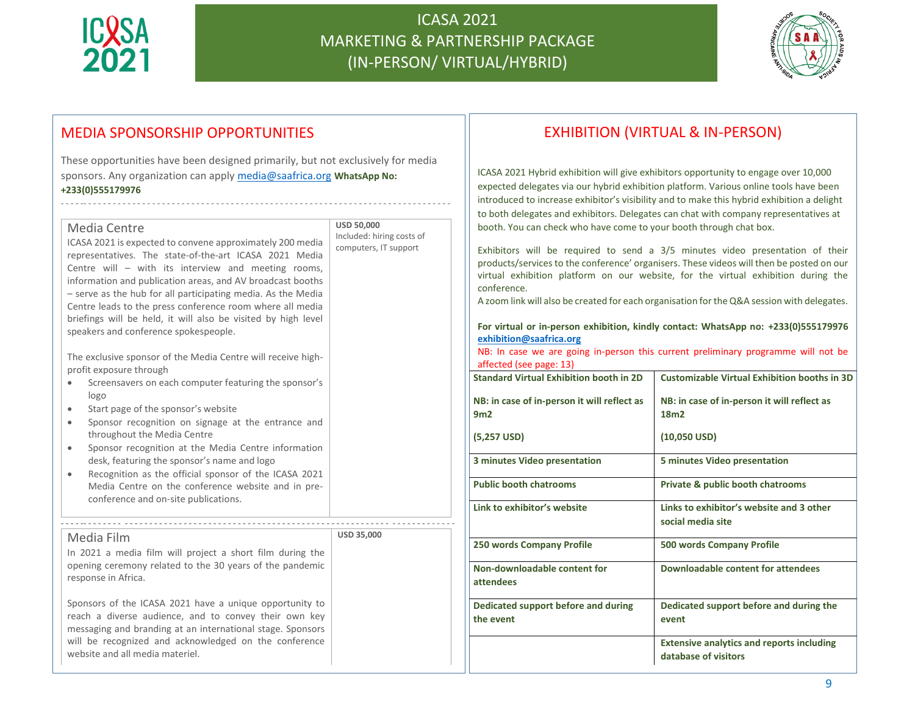# MEDIA SPONSORSHIP OPPORTUNITIES

These opportunities have been designed primarily, but not exclusively for media sponsors. Any organization can apply media@saafrica.org **WhatsApp No: +233(0)555179976**

## Media Centre

**USD 50,000**
Included: hiring costs of computers, IT support

ICASA 2021 is expected to convene approximately 200 media representatives. The state-of-the-art ICASA 2021 Media Centre will – with its interview and meeting rooms, information and publication areas, and AV broadcast booths – serve as the hub for all participating media. As the Media Centre leads to the press conference room where all media briefings will be held, it will also be visited by high level speakers and conference spokespeople.

The exclusive sponsor of the Media Centre will receive high-profit exposure through

- Screensavers on each computer featuring the sponsor's logo
- Start page of the sponsor's website
- Sponsor recognition on signage at the entrance and throughout the Media Centre
- Sponsor recognition at the Media Centre information desk, featuring the sponsor's name and logo
- Recognition as the official sponsor of the ICASA 2021 Media Centre on the conference website and in pre-conference and on-site publications.

## Media Film

**USD 35,000**

In 2021 a media film will project a short film during the opening ceremony related to the 30 years of the pandemic response in Africa.

Sponsors of the ICASA 2021 have a unique opportunity to reach a diverse audience, and to convey their own key messaging and branding at an international stage. Sponsors will be recognized and acknowledged on the conference website and all media materiel.

# EXHIBITION (VIRTUAL & IN-PERSON)

ICASA 2021 Hybrid exhibition will give exhibitors opportunity to engage over 10,000 expected delegates via our hybrid exhibition platform. Various online tools have been introduced to increase exhibitor's visibility and to make this hybrid exhibition a delight to both delegates and exhibitors. Delegates can chat with company representatives at booth. You can check who have come to your booth through chat box.

Exhibitors will be required to send a 3/5 minutes video presentation of their products/services to the conference' organisers. These videos will then be posted on our virtual exhibition platform on our website, for the virtual exhibition during the conference.
A zoom link will also be created for each organisation for the Q&A session with delegates.

**For virtual or in-person exhibition, kindly contact: WhatsApp no: +233(0)555179976 exhibition@saafrica.org**

NB: In case we are going in-person this current preliminary programme will not be affected (see page: 13)

| **Standard Virtual Exhibition booth in 2D**<br><br>**NB: in case of in-person it will reflect as 9m2**<br><br>**(5,257 USD)** | **Customizable Virtual Exhibition booths in 3D**<br><br>**NB: in case of in-person it will reflect as 18m2**<br><br>**(10,050 USD)** |
|---|---|
| **3 minutes Video presentation** | **5 minutes Video presentation** |
| **Public booth chatrooms** | **Private & public booth chatrooms** |
| **Link to exhibitor's website** | **Links to exhibitor's website and 3 other social media site** |
| **250 words Company Profile** | **500 words Company Profile** |
| **Non-downloadable content for attendees** | **Downloadable content for attendees** |
| **Dedicated support before and during the event** | **Dedicated support before and during the event** |
| | **Extensive analytics and reports including database of visitors** |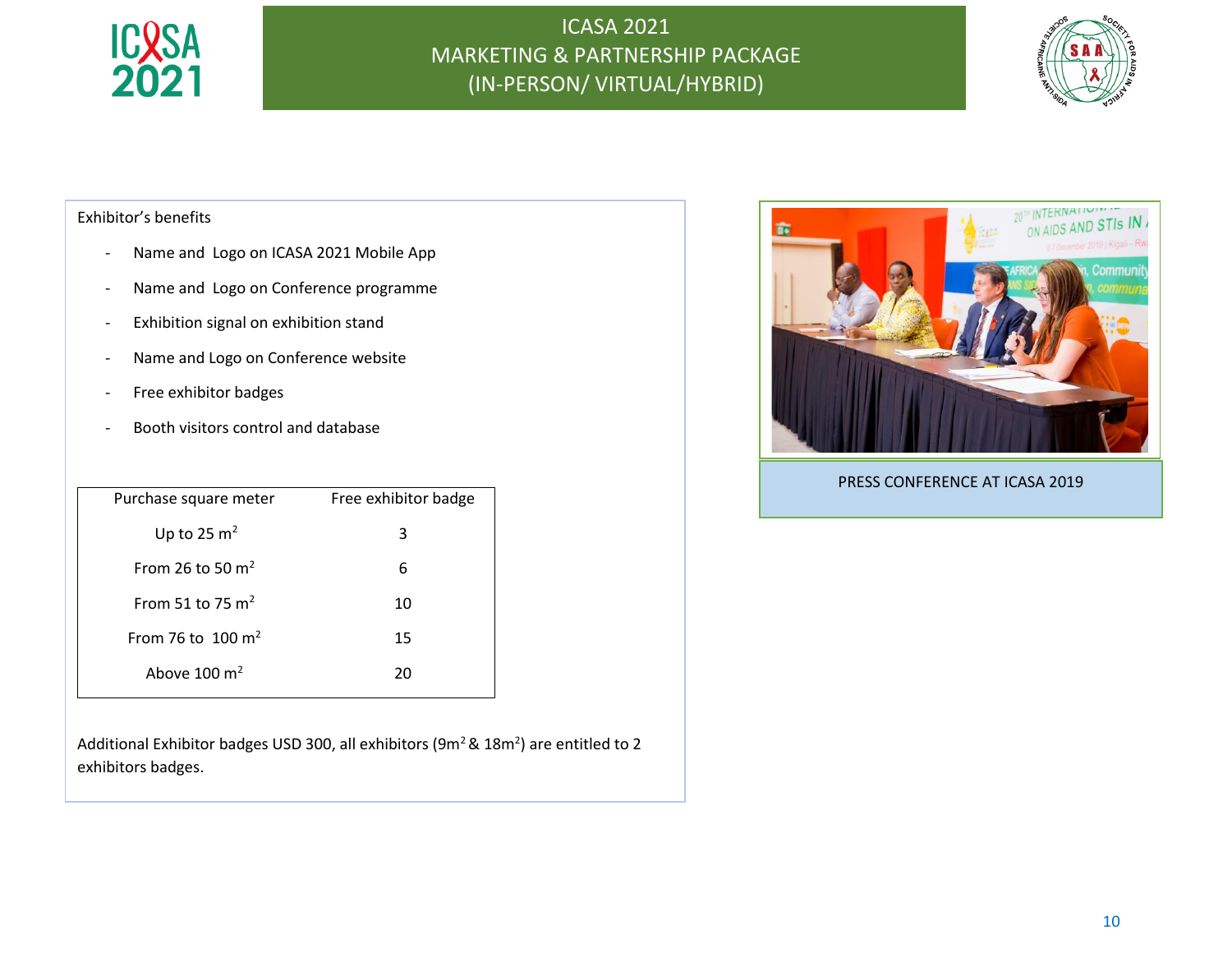Exhibitor's benefits

- Name and Logo on ICASA 2021 Mobile App
- Name and Logo on Conference programme
- Exhibition signal on exhibition stand
- Name and Logo on Conference website
- Free exhibitor badges
- Booth visitors control and database

| Purchase square meter | Free exhibitor badge |
|---|---|
| Up to 25 $m^2$ | 3 |
| From 26 to 50 $m^2$ | 6 |
| From 51 to 75 $m^2$ | 10 |
| From 76 to 100 $m^2$ | 15 |
| Above 100 $m^2$ | 20 |

Additional Exhibitor badges USD 300, all exhibitors ($9m^2$ & $18m^2$) are entitled to 2 exhibitors badges.

PRESS CONFERENCE AT ICASA 2019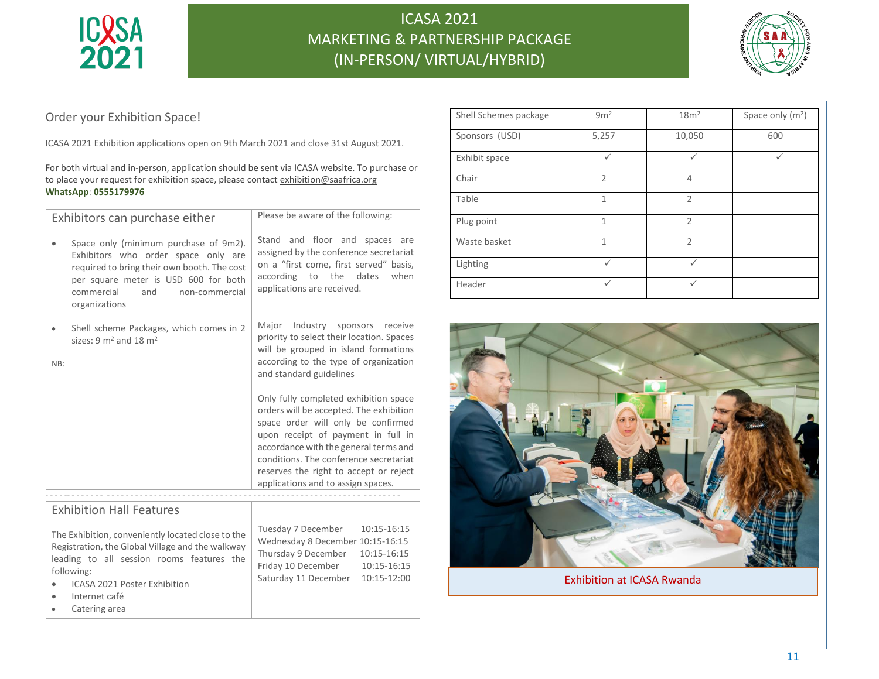# ICASA 2021 MARKETING & PARTNERSHIP PACKAGE (IN-PERSON/ VIRTUAL/HYBRID)

## Order your Exhibition Space!

ICASA 2021 Exhibition applications open on 9th March 2021 and close 31st August 2021.

For both virtual and in-person, application should be sent via ICASA website. To purchase or to place your request for exhibition space, please contact exhibition@saafrica.org
**WhatsApp**: **0555179976**

### Exhibitors can purchase either

- Space only (minimum purchase of 9m2). Exhibitors who order space only are required to bring their own booth. The cost per square meter is USD 600 for both commercial and non-commercial organizations
- Shell scheme Packages, which comes in 2 sizes: 9 $m^2$ and 18 $m^2$

NB:

Please be aware of the following:

Stand and floor and spaces are assigned by the conference secretariat on a "first come, first served" basis, according to the dates when applications are received.

Major Industry sponsors receive priority to select their location. Spaces will be grouped in island formations according to the type of organization and standard guidelines

Only fully completed exhibition space orders will be accepted. The exhibition space order will only be confirmed upon receipt of payment in full in accordance with the general terms and conditions. The conference secretariat reserves the right to accept or reject applications and to assign spaces.

### Exhibition Hall Features

The Exhibition, conveniently located close to the Registration, the Global Village and the walkway leading to all session rooms features the following:

- ICASA 2021 Poster Exhibition
- Internet café
- Catering area

| | |
|---|---|
| Tuesday 7 December | 10:15-16:15 |
| Wednesday 8 December | 10:15-16:15 |
| Thursday 9 December | 10:15-16:15 |
| Friday 10 December | 10:15-16:15 |
| Saturday 11 December | 10:15-12:00 |

| Shell Schemes package | 9m² | 18m² | Space only (m²) |
|---|---|---|---|
| Sponsors (USD) | 5,257 | 10,050 | 600 |
| Exhibit space | ✓ | ✓ | ✓ |
| Chair | 2 | 4 | |
| Table | 1 | 2 | |
| Plug point | 1 | 2 | |
| Waste basket | 1 | 2 | |
| Lighting | ✓ | ✓ | |
| Header | ✓ | ✓ | |

Exhibition at ICASA Rwanda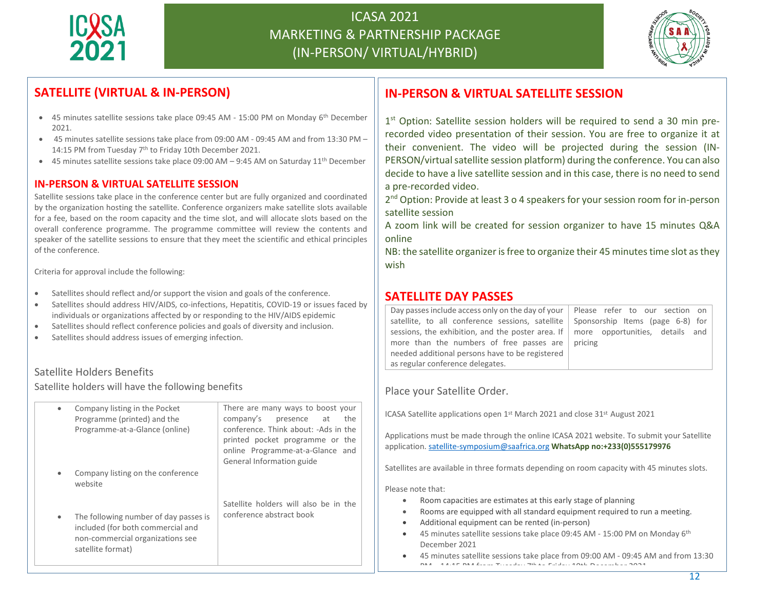## SATELLITE (VIRTUAL & IN-PERSON)

- 45 minutes satellite sessions take place 09:45 AM - 15:00 PM on Monday 6th December 2021.
- 45 minutes satellite sessions take place from 09:00 AM - 09:45 AM and from 13:30 PM – 14:15 PM from Tuesday 7th to Friday 10th December 2021.
- 45 minutes satellite sessions take place 09:00 AM – 9:45 AM on Saturday 11th December

### IN-PERSON & VIRTUAL SATELLITE SESSION

Satellite sessions take place in the conference center but are fully organized and coordinated by the organization hosting the satellite. Conference organizers make satellite slots available for a fee, based on the room capacity and the time slot, and will allocate slots based on the overall conference programme. The programme committee will review the contents and speaker of the satellite sessions to ensure that they meet the scientific and ethical principles of the conference.

Criteria for approval include the following:

- Satellites should reflect and/or support the vision and goals of the conference.
- Satellites should address HIV/AIDS, co-infections, Hepatitis, COVID-19 or issues faced by individuals or organizations affected by or responding to the HIV/AIDS epidemic
- Satellites should reflect conference policies and goals of diversity and inclusion.
- Satellites should address issues of emerging infection.

### Satellite Holders Benefits

Satellite holders will have the following benefits

| | |
|---|---|
| • Company listing in the Pocket Programme (printed) and the Programme-at-a-Glance (online)<br><br>• Company listing on the conference website<br><br>• The following number of day passes is included (for both commercial and non-commercial organizations see satellite format) | There are many ways to boost your company's presence at the conference. Think about: -Ads in the printed pocket programme or the online Programme-at-a-Glance and General Information guide<br><br>Satellite holders will also be in the conference abstract book |

## IN-PERSON & VIRTUAL SATELLITE SESSION

1st Option: Satellite session holders will be required to send a 30 min pre-recorded video presentation of their session. You are free to organize it at their convenient. The video will be projected during the session (IN-PERSON/virtual satellite session platform) during the conference. You can also decide to have a live satellite session and in this case, there is no need to send a pre-recorded video.

2nd Option: Provide at least 3 o 4 speakers for your session room for in-person satellite session

A zoom link will be created for session organizer to have 15 minutes Q&A online

NB: the satellite organizer is free to organize their 45 minutes time slot as they wish

## SATELLITE DAY PASSES

| | |
|---|---|
| Day passes include access only on the day of your satellite, to all conference sessions, satellite sessions, the exhibition, and the poster area. If more than the numbers of free passes are needed additional persons have to be registered as regular conference delegates. | Please refer to our section on Sponsorship Items (page 6-8) for more opportunities, details and pricing |

### Place your Satellite Order.

ICASA Satellite applications open 1st March 2021 and close 31st August 2021

Applications must be made through the online ICASA 2021 website. To submit your Satellite application. satellite-symposium@saafrica.org **WhatsApp no:+233(0)555179976**

Satellites are available in three formats depending on room capacity with 45 minutes slots.

Please note that:

- Room capacities are estimates at this early stage of planning
- Rooms are equipped with all standard equipment required to run a meeting.
- Additional equipment can be rented (in-person)
- 45 minutes satellite sessions take place 09:45 AM - 15:00 PM on Monday 6th December 2021
- 45 minutes satellite sessions take place from 09:00 AM - 09:45 AM and from 13:30 PM – 14:15 PM from Tuesday 7th to Friday 10th December 2021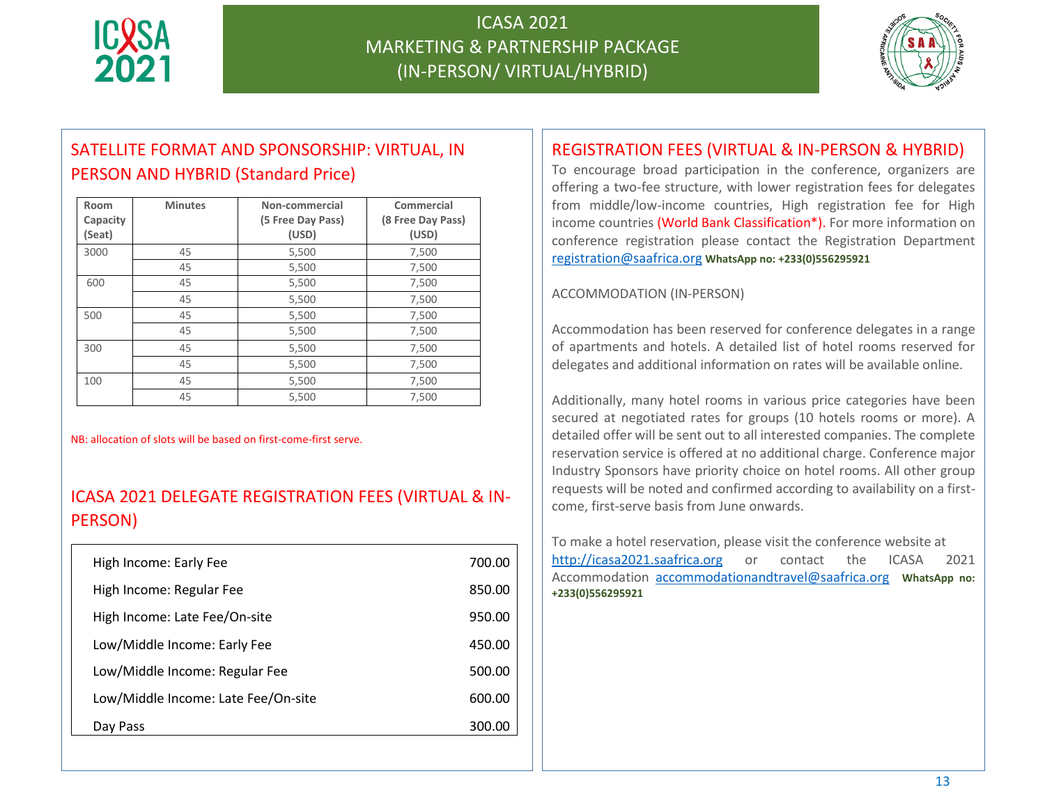## SATELLITE FORMAT AND SPONSORSHIP: VIRTUAL, IN PERSON AND HYBRID (Standard Price)

| Room Capacity (Seat) | Minutes | Non-commercial (5 Free Day Pass) (USD) | Commercial (8 Free Day Pass) (USD) |
|---|---|---|---|
| 3000 | 45 | 5,500 | 7,500 |
| | 45 | 5,500 | 7,500 |
| 600 | 45 | 5,500 | 7,500 |
| | 45 | 5,500 | 7,500 |
| 500 | 45 | 5,500 | 7,500 |
| | 45 | 5,500 | 7,500 |
| 300 | 45 | 5,500 | 7,500 |
| | 45 | 5,500 | 7,500 |
| 100 | 45 | 5,500 | 7,500 |
| | 45 | 5,500 | 7,500 |

NB: allocation of slots will be based on first-come-first serve.

## ICASA 2021 DELEGATE REGISTRATION FEES (VIRTUAL & IN-PERSON)

| | |
|---|---|
| High Income: Early Fee | 700.00 |
| High Income: Regular Fee | 850.00 |
| High Income: Late Fee/On-site | 950.00 |
| Low/Middle Income: Early Fee | 450.00 |
| Low/Middle Income: Regular Fee | 500.00 |
| Low/Middle Income: Late Fee/On-site | 600.00 |
| Day Pass | 300.00 |

## REGISTRATION FEES (VIRTUAL & IN-PERSON & HYBRID)

To encourage broad participation in the conference, organizers are offering a two-fee structure, with lower registration fees for delegates from middle/low-income countries, High registration fee for High income countries (World Bank Classification*). For more information on conference registration please contact the Registration Department registration@saafrica.org **WhatsApp no: +233(0)556295921**

ACCOMMODATION (IN-PERSON)

Accommodation has been reserved for conference delegates in a range of apartments and hotels. A detailed list of hotel rooms reserved for delegates and additional information on rates will be available online.

Additionally, many hotel rooms in various price categories have been secured at negotiated rates for groups (10 hotels rooms or more). A detailed offer will be sent out to all interested companies. The complete reservation service is offered at no additional charge. Conference major Industry Sponsors have priority choice on hotel rooms. All other group requests will be noted and confirmed according to availability on a first-come, first-serve basis from June onwards.

To make a hotel reservation, please visit the conference website at http://icasa2021.saafrica.org or contact the ICASA 2021 Accommodation accommodationandtravel@saafrica.org **WhatsApp no: +233(0)556295921**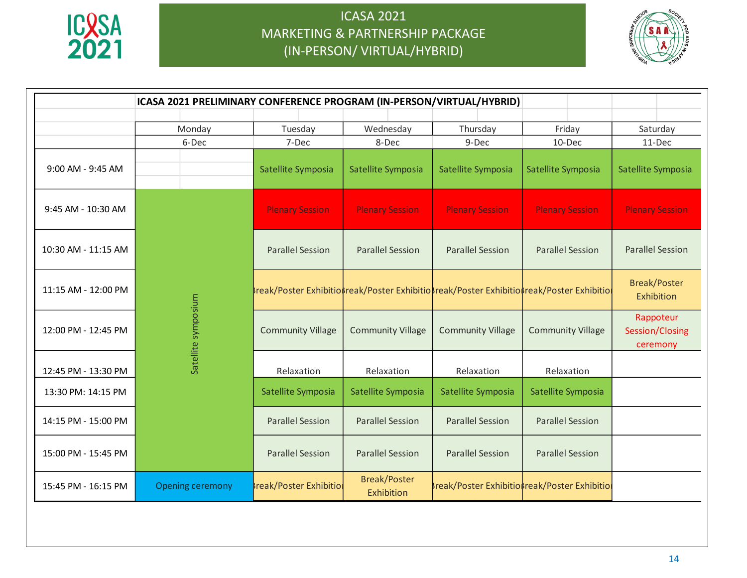ICSA 2021

ICASA 2021
MARKETING & PARTNERSHIP PACKAGE
(IN-PERSON/ VIRTUAL/HYBRID)

## ICASA 2021 PRELIMINARY CONFERENCE PROGRAM (IN-PERSON/VIRTUAL/HYBRID)

| | Monday | Tuesday | Wednesday | Thursday | Friday | Saturday |
|---|---|---|---|---|---|---|
| | 6-Dec | 7-Dec | 8-Dec | 9-Dec | 10-Dec | 11-Dec |
| 9:00 AM - 9:45 AM | | Satellite Symposia | Satellite Symposia | Satellite Symposia | Satellite Symposia | Satellite Symposia |
| 9:45 AM - 10:30 AM | Satellite symposium | Plenary Session | Plenary Session | Plenary Session | Plenary Session | Plenary Session |
| 10:30 AM - 11:15 AM | | Parallel Session | Parallel Session | Parallel Session | Parallel Session | Parallel Session |
| 11:15 AM - 12:00 PM | | Break/Poster Exhibition | Break/Poster Exhibition | Break/Poster Exhibition | Break/Poster Exhibition | Break/Poster Exhibition |
| 12:00 PM - 12:45 PM | | Community Village | Community Village | Community Village | Community Village | Rappoteur Session/Closing ceremony |
| 12:45 PM - 13:30 PM | | Relaxation | Relaxation | Relaxation | Relaxation | |
| 13:30 PM: 14:15 PM | | Satellite Symposia | Satellite Symposia | Satellite Symposia | Satellite Symposia | |
| 14:15 PM - 15:00 PM | | Parallel Session | Parallel Session | Parallel Session | Parallel Session | |
| 15:00 PM - 15:45 PM | | Parallel Session | Parallel Session | Parallel Session | Parallel Session | |
| 15:45 PM - 16:15 PM | Opening ceremony | Break/Poster Exhibition | Break/Poster Exhibition | Break/Poster Exhibition | Break/Poster Exhibition | |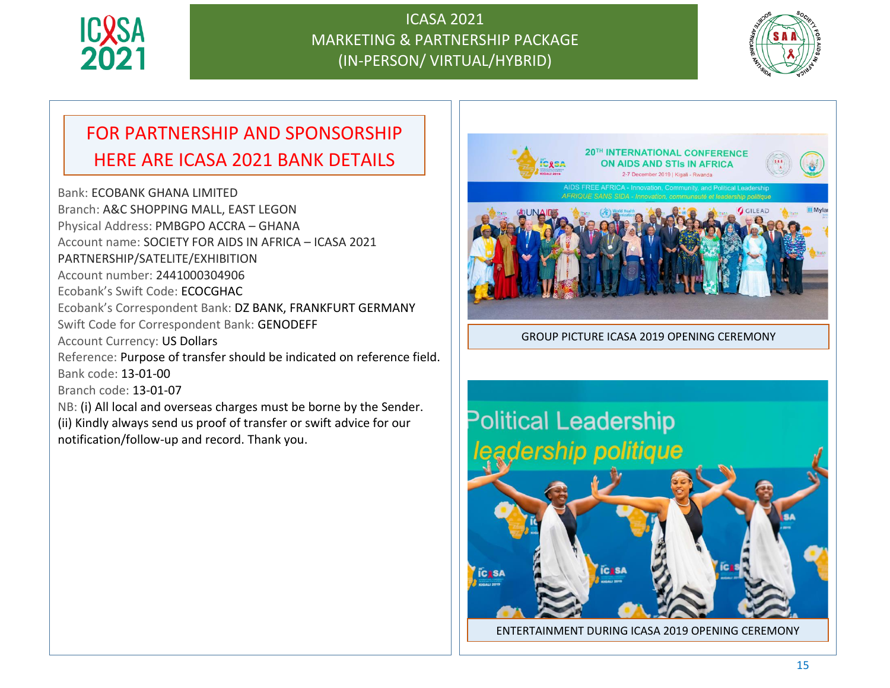# FOR PARTNERSHIP AND SPONSORSHIP HERE ARE ICASA 2021 BANK DETAILS

Bank: ECOBANK GHANA LIMITED
Branch: A&C SHOPPING MALL, EAST LEGON
Physical Address: PMBGPO ACCRA – GHANA
Account name: SOCIETY FOR AIDS IN AFRICA – ICASA 2021 PARTNERSHIP/SATELITE/EXHIBITION
Account number: 2441000304906
Ecobank's Swift Code: ECOCGHAC
Ecobank's Correspondent Bank: DZ BANK, FRANKFURT GERMANY
Swift Code for Correspondent Bank: GENODEFF
Account Currency: US Dollars
Reference: Purpose of transfer should be indicated on reference field.
Bank code: 13-01-00
Branch code: 13-01-07
NB: (i) All local and overseas charges must be borne by the Sender.
(ii) Kindly always send us proof of transfer or swift advice for our notification/follow-up and record. Thank you.

GROUP PICTURE ICASA 2019 OPENING CEREMONY

ENTERTAINMENT DURING ICASA 2019 OPENING CEREMONY